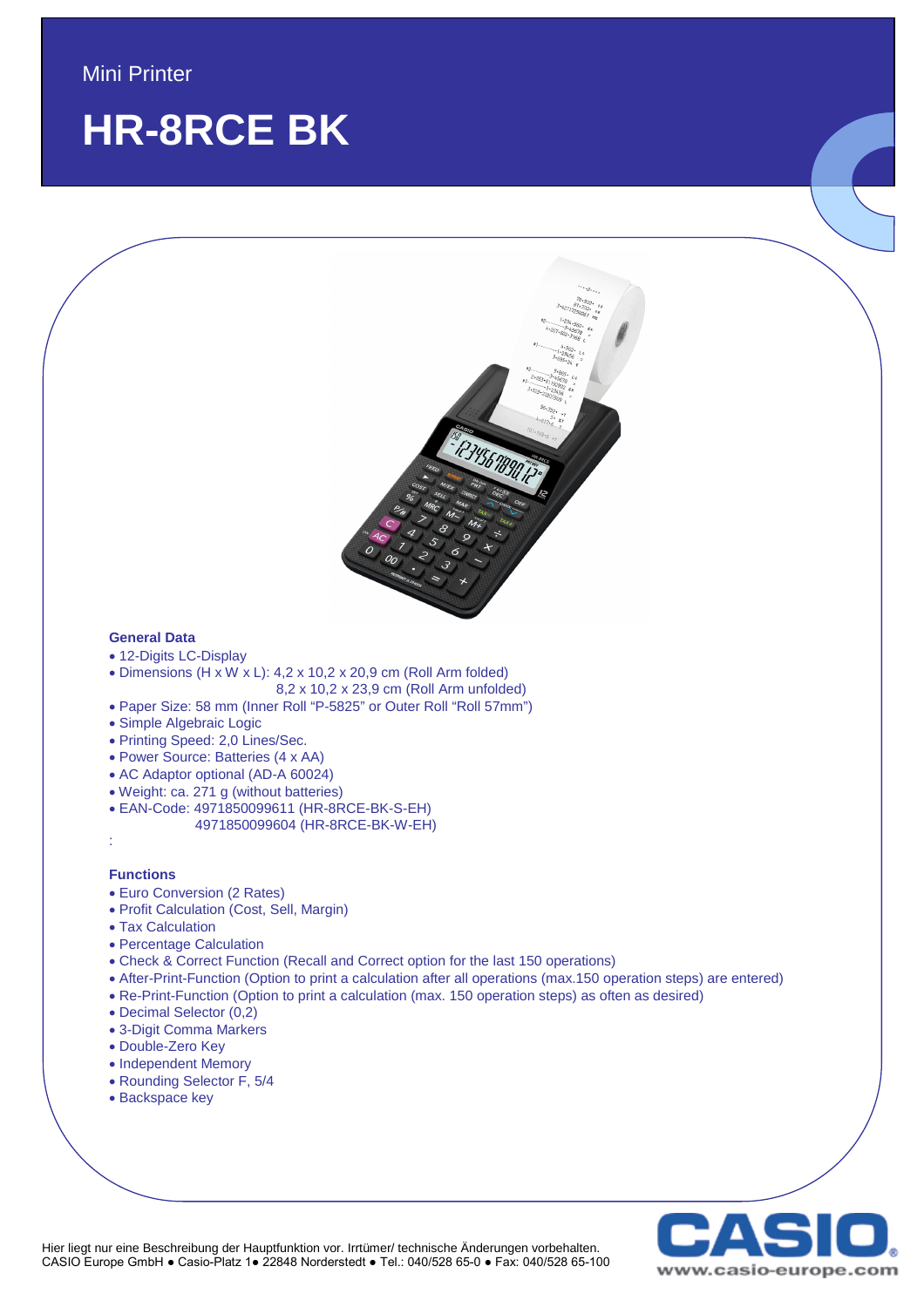Mini Printer

# HR-8RCE BK

### General Data

- 12-Digits LC-Display
- Dimensions (H x W x L): 4,2 x 10,2 x 20,9 cm (Roll Arm folded)
  8,2 x 10,2 x 23,9 cm (Roll Arm unfolded)
- Paper Size: 58 mm (Inner Roll "P-5825" or Outer Roll "Roll 57mm")
- Simple Algebraic Logic
- Printing Speed: 2,0 Lines/Sec.
- Power Source: Batteries (4 x AA)
- AC Adaptor optional (AD-A 60024)
- Weight: ca. 271 g (without batteries)
- EAN-Code: 4971850099611 (HR-8RCE-BK-S-EH)
  4971850099604 (HR-8RCE-BK-W-EH)

:

### Functions

- Euro Conversion (2 Rates)
- Profit Calculation (Cost, Sell, Margin)
- Tax Calculation
- Percentage Calculation
- Check & Correct Function (Recall and Correct option for the last 150 operations)
- After-Print-Function (Option to print a calculation after all operations (max.150 operation steps) are entered)
- Re-Print-Function (Option to print a calculation (max. 150 operation steps) as often as desired)
- Decimal Selector (0,2)
- 3-Digit Comma Markers
- Double-Zero Key
- Independent Memory
- Rounding Selector F, 5/4
- Backspace key

Hier liegt nur eine Beschreibung der Hauptfunktion vor. Irrtümer/ technische Änderungen vorbehalten.
CASIO Europe GmbH ● Casio-Platz 1● 22848 Norderstedt ● Tel.: 040/528 65-0 ● Fax: 040/528 65-100

CASIO
www.casio-europe.com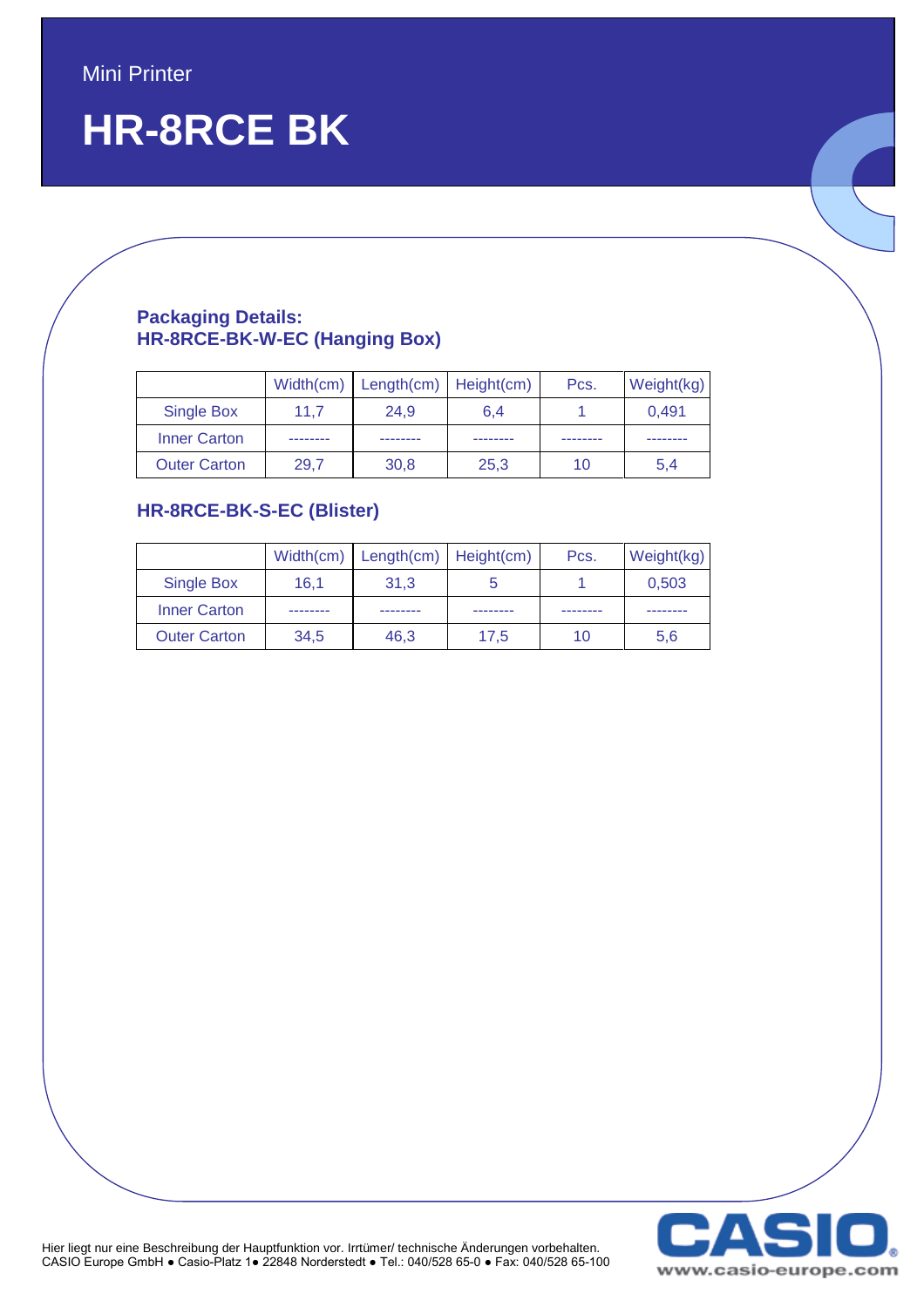Mini Printer

# HR-8RCE BK

## Packaging Details:
## HR-8RCE-BK-W-EC (Hanging Box)

| | Width(cm) | Length(cm) | Height(cm) | Pcs. | Weight(kg) |
|---|---|---|---|---|---|
| Single Box | 11,7 | 24,9 | 6,4 | 1 | 0,491 |
| Inner Carton | -------- | -------- | -------- | -------- | -------- |
| Outer Carton | 29,7 | 30,8 | 25,3 | 10 | 5,4 |

## HR-8RCE-BK-S-EC (Blister)

| | Width(cm) | Length(cm) | Height(cm) | Pcs. | Weight(kg) |
|---|---|---|---|---|---|
| Single Box | 16,1 | 31,3 | 5 | 1 | 0,503 |
| Inner Carton | -------- | -------- | -------- | -------- | -------- |
| Outer Carton | 34,5 | 46,3 | 17,5 | 10 | 5,6 |

Hier liegt nur eine Beschreibung der Hauptfunktion vor. Irrtümer/ technische Änderungen vorbehalten.
CASIO Europe GmbH ● Casio-Platz 1● 22848 Norderstedt ● Tel.: 040/528 65-0 ● Fax: 040/528 65-100

CASIO
www.casio-europe.com